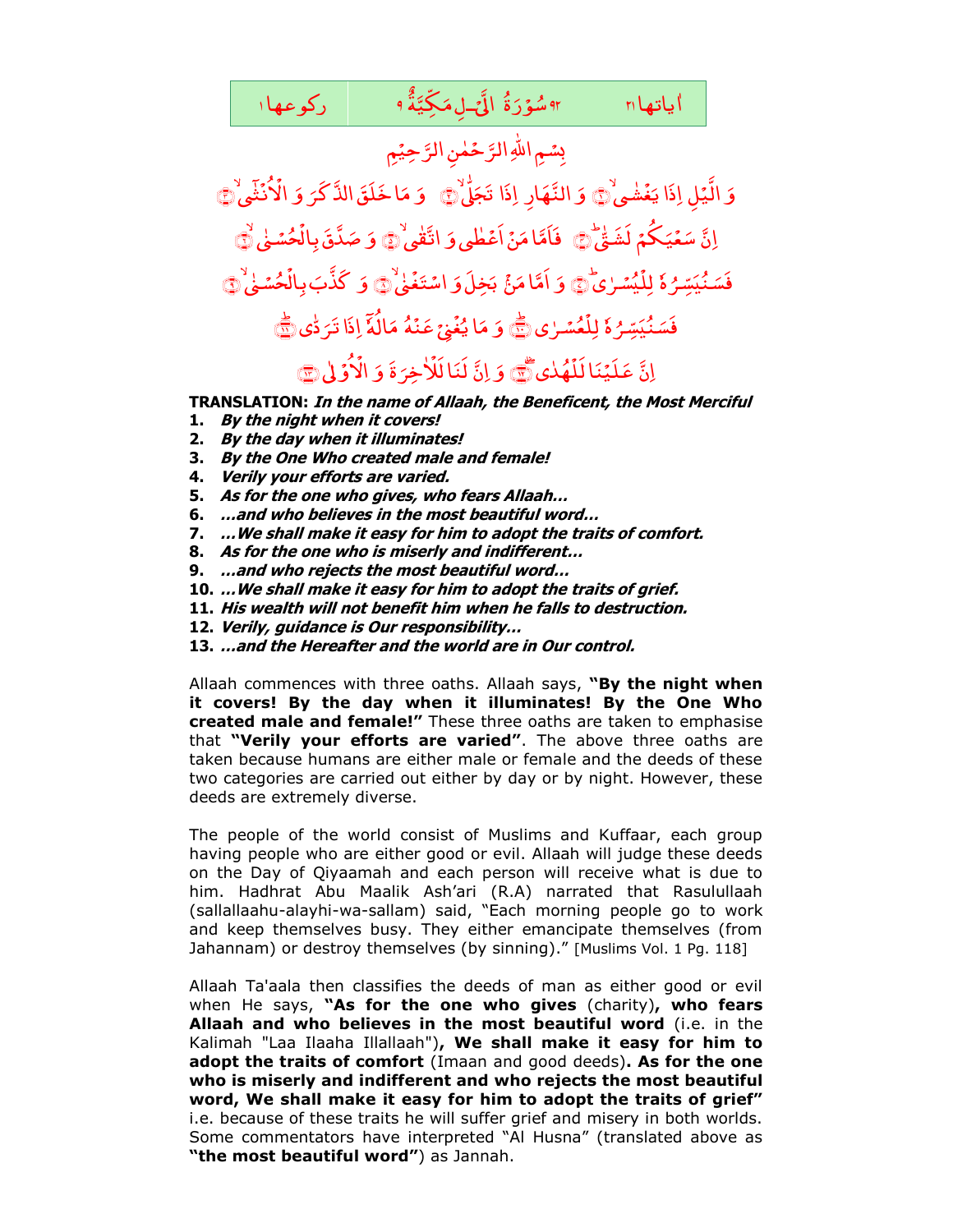| ركوعها ١ | ٩٢ سُوْرَةُ الَّيْلِ مَكِّيَّةٌ ٩ | اٰياتها ٢١ |
|---|---|---|

بِسْمِ اللّٰهِ الرَّحْمٰنِ الرَّحِيْمِ

وَ الَّيْلِ اِذَا يَغْشٰى ۙ﴿۱﴾ وَ النَّهَارِ اِذَا تَجَلّٰى ۙ﴿۲﴾ وَ مَا خَلَقَ الذَّكَرَ وَ الْاُنْثٰۤى ۙ﴿۳﴾ اِنَّ سَعْيَكُمْ لَشَتّٰى ؕ﴿۴﴾ فَاَمَّا مَنْ اَعْطٰى وَ اتَّقٰى ۙ﴿۵﴾ وَ صَدَّقَ بِالْحُسْنٰى ۙ﴿۶﴾ فَسَنُيَسِّرُهٗ لِلْيُسْرٰى ؕ﴿۷﴾ وَ اَمَّا مَنْۢ بَخِلَ وَ اسْتَغْنٰى ۙ﴿۸﴾ وَ كَذَّبَ بِالْحُسْنٰى ۙ﴿۹﴾ فَسَنُيَسِّرُهٗ لِلْعُسْرٰى ؕ﴿۱۰﴾ وَ مَا يُغْنِيْ عَنْهُ مَالُهٗۤ اِذَا تَرَدّٰى ؕ﴿۱۱﴾ اِنَّ عَلَيْنَا لَلْهُدٰى ۫ۖ﴿۱۲﴾ وَ اِنَّ لَنَا لَلْاٰخِرَةَ وَ الْاُوْلٰى ﴿۱۳﴾

**TRANSLATION:** ***In the name of Allaah, the Beneficent, the Most Merciful***

1. ***By the night when it covers!***
2. ***By the day when it illuminates!***
3. ***By the One Who created male and female!***
4. ***Verily your efforts are varied.***
5. ***As for the one who gives, who fears Allaah…***
6. ***…and who believes in the most beautiful word…***
7. ***…We shall make it easy for him to adopt the traits of comfort.***
8. ***As for the one who is miserly and indifferent…***
9. ***…and who rejects the most beautiful word…***
10. ***…We shall make it easy for him to adopt the traits of grief.***
11. ***His wealth will not benefit him when he falls to destruction.***
12. ***Verily, guidance is Our responsibility…***
13. ***…and the Hereafter and the world are in Our control.***

Allaah commences with three oaths. Allaah says, **"By the night when it covers! By the day when it illuminates! By the One Who created male and female!"** These three oaths are taken to emphasise that **"Verily your efforts are varied"**. The above three oaths are taken because humans are either male or female and the deeds of these two categories are carried out either by day or by night. However, these deeds are extremely diverse.

The people of the world consist of Muslims and Kuffaar, each group having people who are either good or evil. Allaah will judge these deeds on the Day of Qiyaamah and each person will receive what is due to him. Hadhrat Abu Maalik Ash'ari (R.A) narrated that Rasulullaah (sallallaahu-alayhi-wa-sallam) said, "Each morning people go to work and keep themselves busy. They either emancipate themselves (from Jahannam) or destroy themselves (by sinning)." [Muslims Vol. 1 Pg. 118]

Allaah Ta'aala then classifies the deeds of man as either good or evil when He says, **"As for the one who gives** (charity)**, who fears Allaah and who believes in the most beautiful word** (i.e. in the Kalimah "Laa Ilaaha Illallaah")**, We shall make it easy for him to adopt the traits of comfort** (Imaan and good deeds)**. As for the one who is miserly and indifferent and who rejects the most beautiful word, We shall make it easy for him to adopt the traits of grief"** i.e. because of these traits he will suffer grief and misery in both worlds. Some commentators have interpreted "Al Husna" (translated above as **"the most beautiful word"**) as Jannah.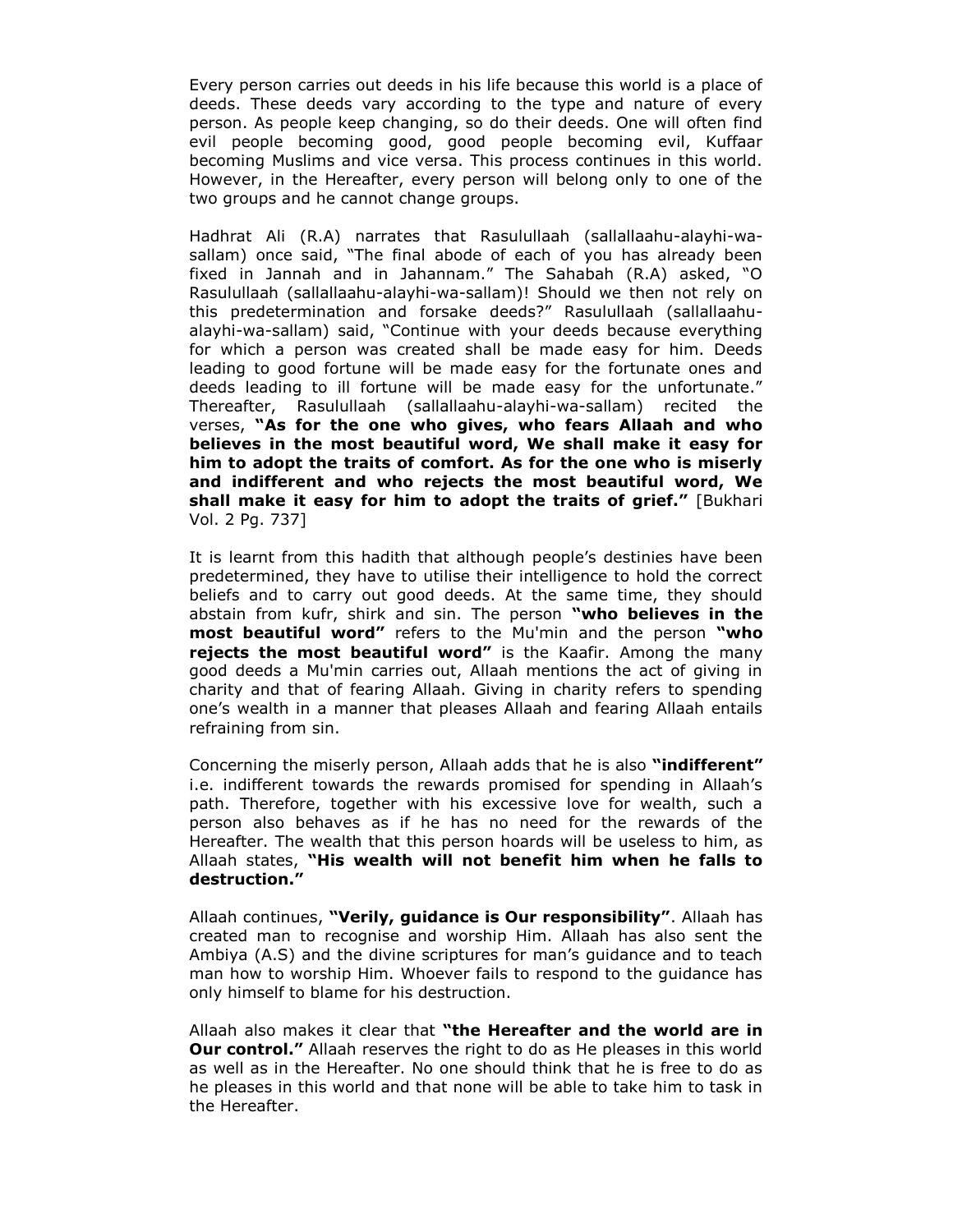Every person carries out deeds in his life because this world is a place of deeds. These deeds vary according to the type and nature of every person. As people keep changing, so do their deeds. One will often find evil people becoming good, good people becoming evil, Kuffaar becoming Muslims and vice versa. This process continues in this world. However, in the Hereafter, every person will belong only to one of the two groups and he cannot change groups.

Hadhrat Ali (R.A) narrates that Rasulullaah (sallallaahu-alayhi-wa-sallam) once said, "The final abode of each of you has already been fixed in Jannah and in Jahannam." The Sahabah (R.A) asked, "O Rasulullaah (sallallaahu-alayhi-wa-sallam)! Should we then not rely on this predetermination and forsake deeds?" Rasulullaah (sallallaahu-alayhi-wa-sallam) said, "Continue with your deeds because everything for which a person was created shall be made easy for him. Deeds leading to good fortune will be made easy for the fortunate ones and deeds leading to ill fortune will be made easy for the unfortunate." Thereafter, Rasulullaah (sallallaahu-alayhi-wa-sallam) recited the verses, **"As for the one who gives, who fears Allaah and who believes in the most beautiful word, We shall make it easy for him to adopt the traits of comfort. As for the one who is miserly and indifferent and who rejects the most beautiful word, We shall make it easy for him to adopt the traits of grief."** [Bukhari Vol. 2 Pg. 737]

It is learnt from this hadith that although people's destinies have been predetermined, they have to utilise their intelligence to hold the correct beliefs and to carry out good deeds. At the same time, they should abstain from kufr, shirk and sin. The person **"who believes in the most beautiful word"** refers to the Mu'min and the person **"who rejects the most beautiful word"** is the Kaafir. Among the many good deeds a Mu'min carries out, Allaah mentions the act of giving in charity and that of fearing Allaah. Giving in charity refers to spending one's wealth in a manner that pleases Allaah and fearing Allaah entails refraining from sin.

Concerning the miserly person, Allaah adds that he is also **"indifferent"** i.e. indifferent towards the rewards promised for spending in Allaah's path. Therefore, together with his excessive love for wealth, such a person also behaves as if he has no need for the rewards of the Hereafter. The wealth that this person hoards will be useless to him, as Allaah states, **"His wealth will not benefit him when he falls to destruction."**

Allaah continues, **"Verily, guidance is Our responsibility"**. Allaah has created man to recognise and worship Him. Allaah has also sent the Ambiya (A.S) and the divine scriptures for man's guidance and to teach man how to worship Him. Whoever fails to respond to the guidance has only himself to blame for his destruction.

Allaah also makes it clear that **"the Hereafter and the world are in Our control."** Allaah reserves the right to do as He pleases in this world as well as in the Hereafter. No one should think that he is free to do as he pleases in this world and that none will be able to take him to task in the Hereafter.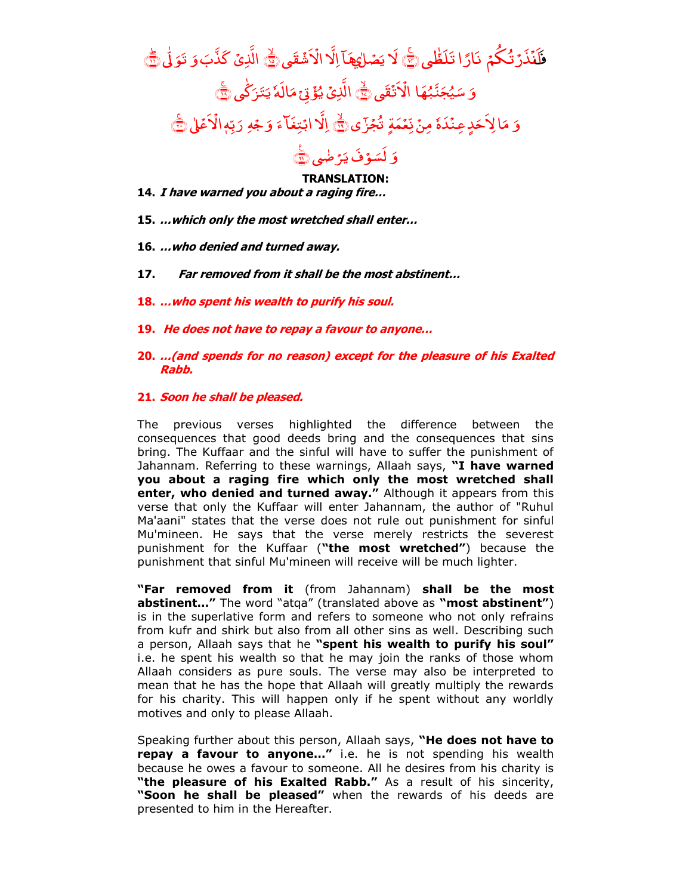فَأَنذَرْتُكُمْ نَارًا تَلَظَّىٰ ﴿١٤﴾ لَا يَصْلَاهَا إِلَّا الْأَشْقَى ﴿١٥﴾ الَّذِي كَذَّبَ وَتَوَلَّىٰ ﴿١٦﴾ وَسَيُجَنَّبُهَا الْأَتْقَى ﴿١٧﴾ الَّذِي يُؤْتِي مَالَهُ يَتَزَكَّىٰ ﴿١٨﴾ وَمَا لِأَحَدٍ عِندَهُ مِن نِّعْمَةٍ تُجْزَىٰ ﴿١٩﴾ إِلَّا ابْتِغَاءَ وَجْهِ رَبِّهِ الْأَعْلَىٰ ﴿٢٠﴾ وَلَسَوْفَ يَرْضَىٰ ﴿٢١﴾

**TRANSLATION:**

14. ***I have warned you about a raging fire...***

15. ***...which only the most wretched shall enter...***

16. ***...who denied and turned away.***

17. ***Far removed from it shall be the most abstinent...***

18. ***...who spent his wealth to purify his soul.***

19. ***He does not have to repay a favour to anyone...***

20. ***...(and spends for no reason) except for the pleasure of his Exalted Rabb.***

21. ***Soon he shall be pleased.***

The previous verses highlighted the difference between the consequences that good deeds bring and the consequences that sins bring. The Kuffaar and the sinful will have to suffer the punishment of Jahannam. Referring to these warnings, Allaah says, **"I have warned you about a raging fire which only the most wretched shall enter, who denied and turned away."** Although it appears from this verse that only the Kuffaar will enter Jahannam, the author of "Ruhul Ma'aani" states that the verse does not rule out punishment for sinful Mu'mineen. He says that the verse merely restricts the severest punishment for the Kuffaar (**"the most wretched"**) because the punishment that sinful Mu'mineen will receive will be much lighter.

**"Far removed from it** (from Jahannam) **shall be the most abstinent..."** The word "atqa" (translated above as **"most abstinent"**) is in the superlative form and refers to someone who not only refrains from kufr and shirk but also from all other sins as well. Describing such a person, Allaah says that he **"spent his wealth to purify his soul"** i.e. he spent his wealth so that he may join the ranks of those whom Allaah considers as pure souls. The verse may also be interpreted to mean that he has the hope that Allaah will greatly multiply the rewards for his charity. This will happen only if he spent without any worldly motives and only to please Allaah.

Speaking further about this person, Allaah says, **"He does not have to repay a favour to anyone..."** i.e. he is not spending his wealth because he owes a favour to someone. All he desires from his charity is **"the pleasure of his Exalted Rabb."** As a result of his sincerity, **"Soon he shall be pleased"** when the rewards of his deeds are presented to him in the Hereafter.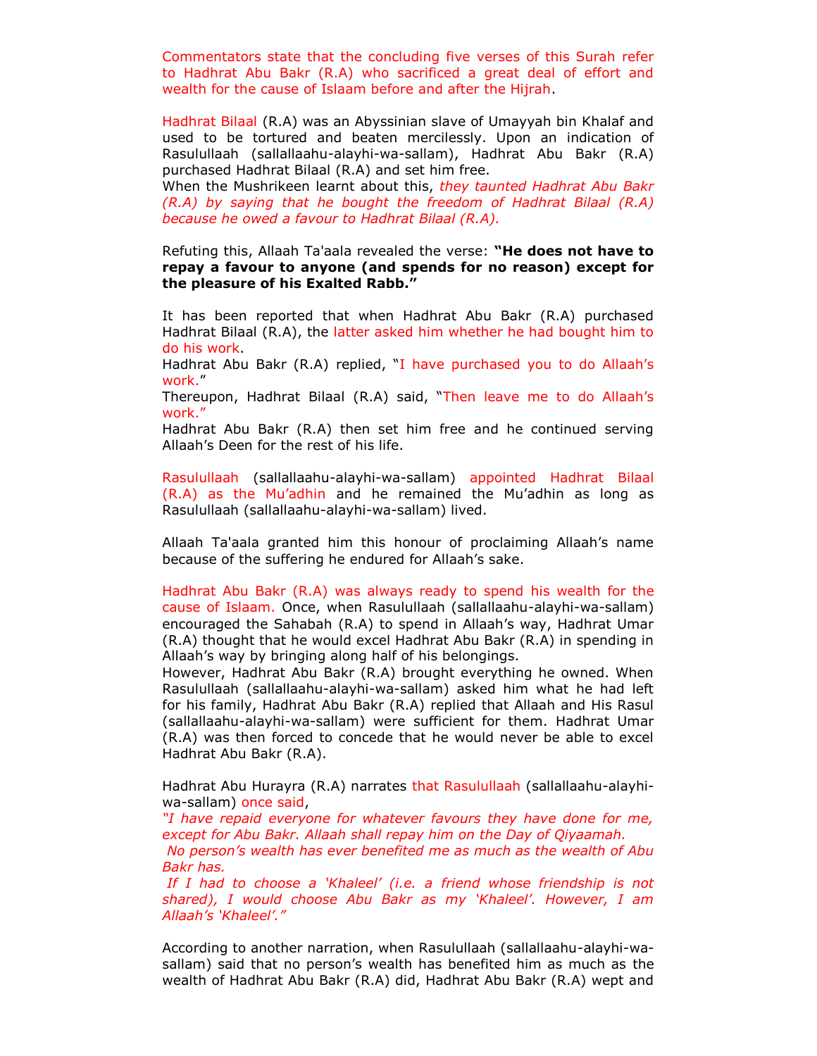Commentators state that the concluding five verses of this Surah refer to Hadhrat Abu Bakr (R.A) who sacrificed a great deal of effort and wealth for the cause of Islaam before and after the Hijrah.

Hadhrat Bilaal (R.A) was an Abyssinian slave of Umayyah bin Khalaf and used to be tortured and beaten mercilessly. Upon an indication of Rasulullaah (sallallaahu-alayhi-wa-sallam), Hadhrat Abu Bakr (R.A) purchased Hadhrat Bilaal (R.A) and set him free.
When the Mushrikeen learnt about this, *they taunted Hadhrat Abu Bakr (R.A) by saying that he bought the freedom of Hadhrat Bilaal (R.A) because he owed a favour to Hadhrat Bilaal (R.A).*

Refuting this, Allaah Ta'aala revealed the verse: **"He does not have to repay a favour to anyone (and spends for no reason) except for the pleasure of his Exalted Rabb."**

It has been reported that when Hadhrat Abu Bakr (R.A) purchased Hadhrat Bilaal (R.A), the latter asked him whether he had bought him to do his work.
Hadhrat Abu Bakr (R.A) replied, "I have purchased you to do Allaah's work."
Thereupon, Hadhrat Bilaal (R.A) said, "Then leave me to do Allaah's work."
Hadhrat Abu Bakr (R.A) then set him free and he continued serving Allaah's Deen for the rest of his life.

Rasulullaah (sallallaahu-alayhi-wa-sallam) appointed Hadhrat Bilaal (R.A) as the Mu'adhin and he remained the Mu'adhin as long as Rasulullaah (sallallaahu-alayhi-wa-sallam) lived.

Allaah Ta'aala granted him this honour of proclaiming Allaah's name because of the suffering he endured for Allaah's sake.

Hadhrat Abu Bakr (R.A) was always ready to spend his wealth for the cause of Islaam. Once, when Rasulullaah (sallallaahu-alayhi-wa-sallam) encouraged the Sahabah (R.A) to spend in Allaah's way, Hadhrat Umar (R.A) thought that he would excel Hadhrat Abu Bakr (R.A) in spending in Allaah's way by bringing along half of his belongings.
However, Hadhrat Abu Bakr (R.A) brought everything he owned. When Rasulullaah (sallallaahu-alayhi-wa-sallam) asked him what he had left for his family, Hadhrat Abu Bakr (R.A) replied that Allaah and His Rasul (sallallaahu-alayhi-wa-sallam) were sufficient for them. Hadhrat Umar (R.A) was then forced to concede that he would never be able to excel Hadhrat Abu Bakr (R.A).

Hadhrat Abu Hurayra (R.A) narrates that Rasulullaah (sallallaahu-alayhi-wa-sallam) once said,
*"I have repaid everyone for whatever favours they have done for me, except for Abu Bakr. Allaah shall repay him on the Day of Qiyaamah.*
*No person's wealth has ever benefited me as much as the wealth of Abu Bakr has.*
*If I had to choose a 'Khaleel' (i.e. a friend whose friendship is not shared), I would choose Abu Bakr as my 'Khaleel'. However, I am Allaah's 'Khaleel'."*

According to another narration, when Rasulullaah (sallallaahu-alayhi-wa-sallam) said that no person's wealth has benefited him as much as the wealth of Hadhrat Abu Bakr (R.A) did, Hadhrat Abu Bakr (R.A) wept and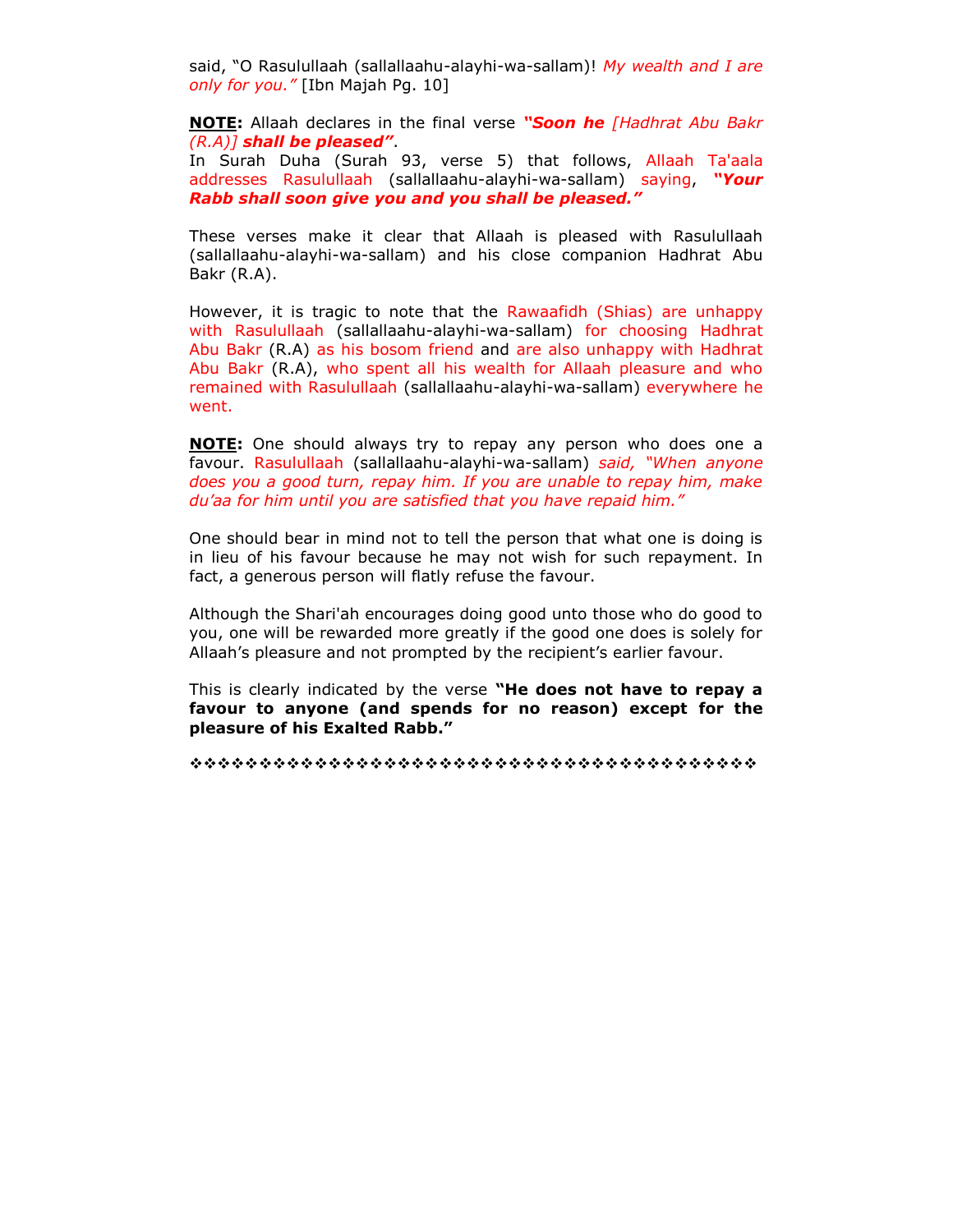said, "O Rasulullaah (sallallaahu-alayhi-wa-sallam)! *My wealth and I are only for you."* [Ibn Majah Pg. 10]

**NOTE:** Allaah declares in the final verse ***"Soon he** [Hadhrat Abu Bakr (R.A)] **shall be pleased"***.
In Surah Duha (Surah 93, verse 5) that follows, Allaah Ta'aala addresses Rasulullaah (sallallaahu-alayhi-wa-sallam) saying, ***"Your Rabb shall soon give you and you shall be pleased."***

These verses make it clear that Allaah is pleased with Rasulullaah (sallallaahu-alayhi-wa-sallam) and his close companion Hadhrat Abu Bakr (R.A).

However, it is tragic to note that the Rawaafidh (Shias) are unhappy with Rasulullaah (sallallaahu-alayhi-wa-sallam) for choosing Hadhrat Abu Bakr (R.A) as his bosom friend and are also unhappy with Hadhrat Abu Bakr (R.A), who spent all his wealth for Allaah pleasure and who remained with Rasulullaah (sallallaahu-alayhi-wa-sallam) everywhere he went.

**NOTE:** One should always try to repay any person who does one a favour. Rasulullaah (sallallaahu-alayhi-wa-sallam) *said, "When anyone does you a good turn, repay him. If you are unable to repay him, make du'aa for him until you are satisfied that you have repaid him."*

One should bear in mind not to tell the person that what one is doing is in lieu of his favour because he may not wish for such repayment. In fact, a generous person will flatly refuse the favour.

Although the Shari'ah encourages doing good unto those who do good to you, one will be rewarded more greatly if the good one does is solely for Allaah's pleasure and not prompted by the recipient's earlier favour.

This is clearly indicated by the verse **"He does not have to repay a favour to anyone (and spends for no reason) except for the pleasure of his Exalted Rabb."**

❖❖❖❖❖❖❖❖❖❖❖❖❖❖❖❖❖❖❖❖❖❖❖❖❖❖❖❖❖❖❖❖❖❖❖❖❖❖❖